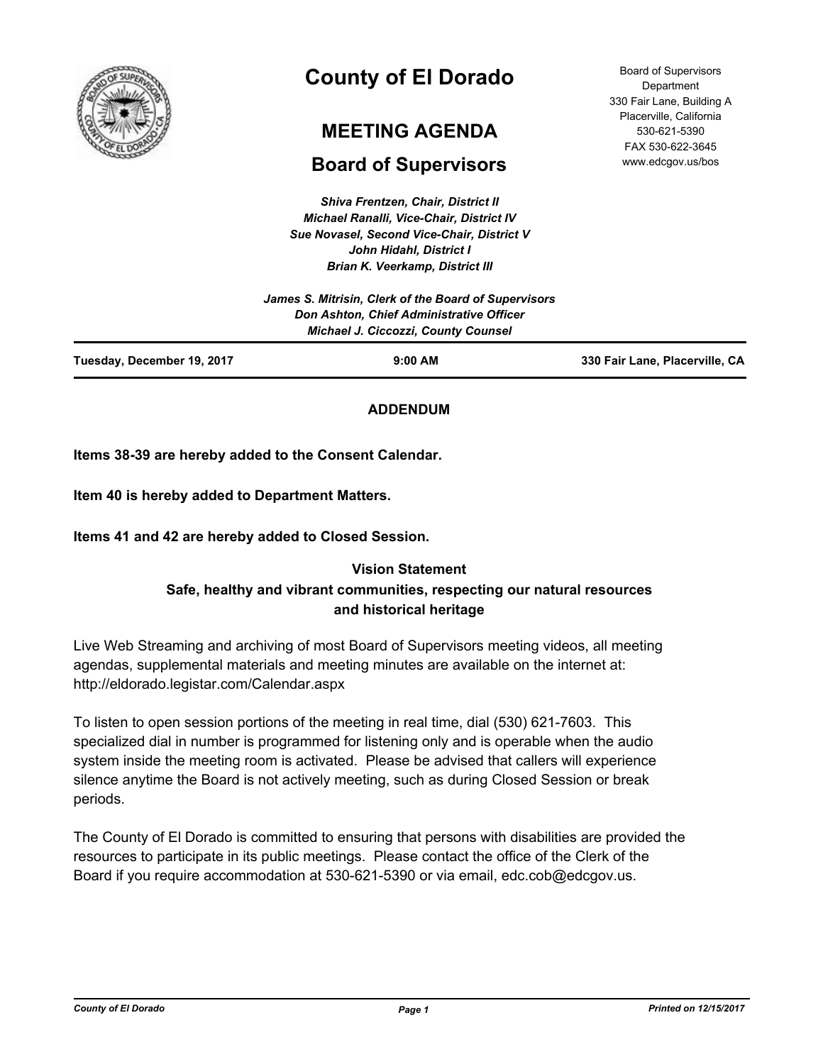# County of El Dorado

## MEETING AGENDA

## Board of Supervisors

Board of Supervisors Department
330 Fair Lane, Building A
Placerville, California
530-621-5390
FAX 530-622-3645
www.edcgov.us/bos

*Shiva Frentzen, Chair, District II*
*Michael Ranalli, Vice-Chair, District IV*
*Sue Novasel, Second Vice-Chair, District V*
*John Hidahl, District I*
*Brian K. Veerkamp, District III*

*James S. Mitrisin, Clerk of the Board of Supervisors*
*Don Ashton, Chief Administrative Officer*
*Michael J. Ciccozzi, County Counsel*

**Tuesday, December 19, 2017** | **9:00 AM** | **330 Fair Lane, Placerville, CA**

**ADDENDUM**

**Items 38-39 are hereby added to the Consent Calendar.**

**Item 40 is hereby added to Department Matters.**

**Items 41 and 42 are hereby added to Closed Session.**

**Vision Statement**
**Safe, healthy and vibrant communities, respecting our natural resources and historical heritage**

Live Web Streaming and archiving of most Board of Supervisors meeting videos, all meeting agendas, supplemental materials and meeting minutes are available on the internet at: http://eldorado.legistar.com/Calendar.aspx

To listen to open session portions of the meeting in real time, dial (530) 621-7603. This specialized dial in number is programmed for listening only and is operable when the audio system inside the meeting room is activated. Please be advised that callers will experience silence anytime the Board is not actively meeting, such as during Closed Session or break periods.

The County of El Dorado is committed to ensuring that persons with disabilities are provided the resources to participate in its public meetings. Please contact the office of the Clerk of the Board if you require accommodation at 530-621-5390 or via email, edc.cob@edcgov.us.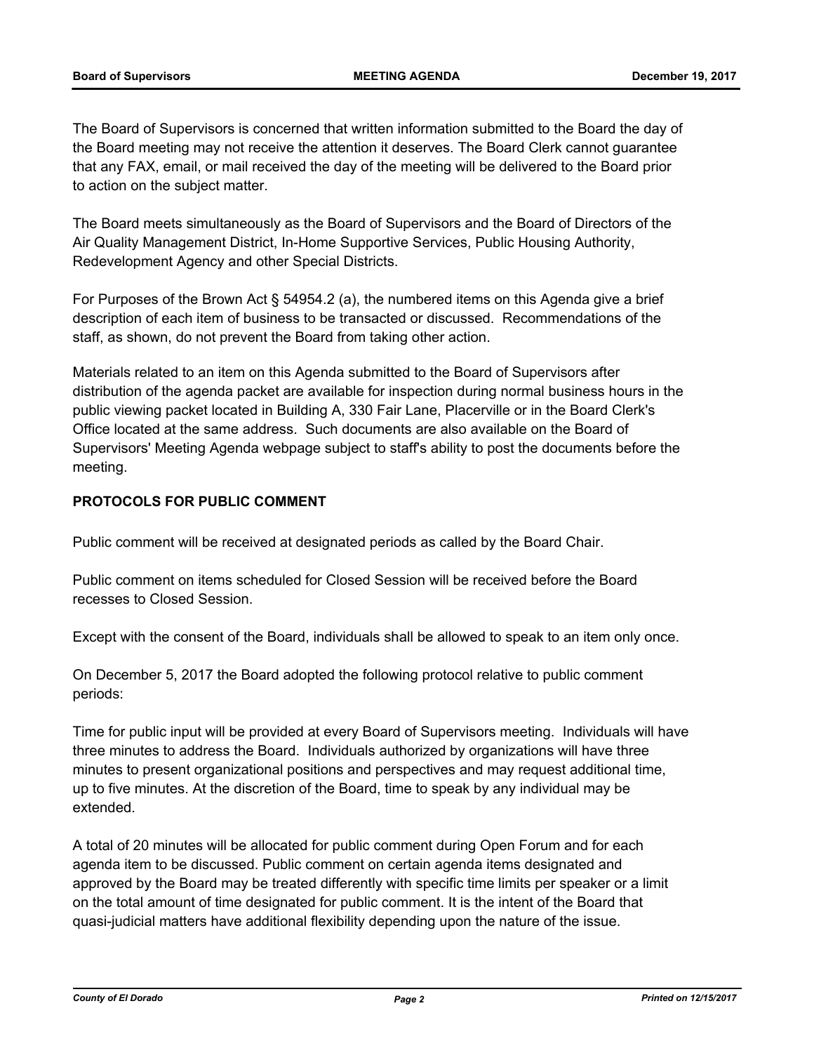The Board of Supervisors is concerned that written information submitted to the Board the day of the Board meeting may not receive the attention it deserves. The Board Clerk cannot guarantee that any FAX, email, or mail received the day of the meeting will be delivered to the Board prior to action on the subject matter.

The Board meets simultaneously as the Board of Supervisors and the Board of Directors of the Air Quality Management District, In-Home Supportive Services, Public Housing Authority, Redevelopment Agency and other Special Districts.

For Purposes of the Brown Act § 54954.2 (a), the numbered items on this Agenda give a brief description of each item of business to be transacted or discussed. Recommendations of the staff, as shown, do not prevent the Board from taking other action.

Materials related to an item on this Agenda submitted to the Board of Supervisors after distribution of the agenda packet are available for inspection during normal business hours in the public viewing packet located in Building A, 330 Fair Lane, Placerville or in the Board Clerk's Office located at the same address. Such documents are also available on the Board of Supervisors' Meeting Agenda webpage subject to staff's ability to post the documents before the meeting.

**PROTOCOLS FOR PUBLIC COMMENT**

Public comment will be received at designated periods as called by the Board Chair.

Public comment on items scheduled for Closed Session will be received before the Board recesses to Closed Session.

Except with the consent of the Board, individuals shall be allowed to speak to an item only once.

On December 5, 2017 the Board adopted the following protocol relative to public comment periods:

Time for public input will be provided at every Board of Supervisors meeting. Individuals will have three minutes to address the Board. Individuals authorized by organizations will have three minutes to present organizational positions and perspectives and may request additional time, up to five minutes. At the discretion of the Board, time to speak by any individual may be extended.

A total of 20 minutes will be allocated for public comment during Open Forum and for each agenda item to be discussed. Public comment on certain agenda items designated and approved by the Board may be treated differently with specific time limits per speaker or a limit on the total amount of time designated for public comment. It is the intent of the Board that quasi-judicial matters have additional flexibility depending upon the nature of the issue.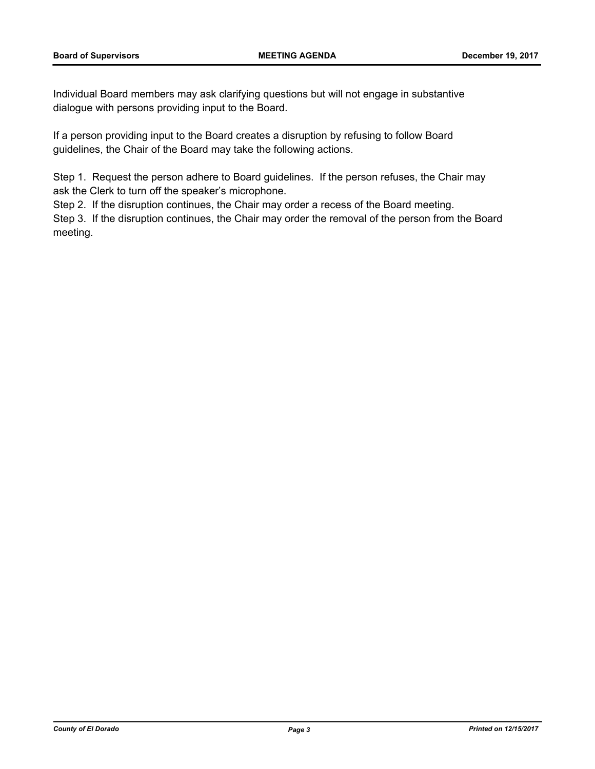Individual Board members may ask clarifying questions but will not engage in substantive dialogue with persons providing input to the Board.

If a person providing input to the Board creates a disruption by refusing to follow Board guidelines, the Chair of the Board may take the following actions.

Step 1. Request the person adhere to Board guidelines. If the person refuses, the Chair may ask the Clerk to turn off the speaker's microphone.

Step 2. If the disruption continues, the Chair may order a recess of the Board meeting.

Step 3. If the disruption continues, the Chair may order the removal of the person from the Board meeting.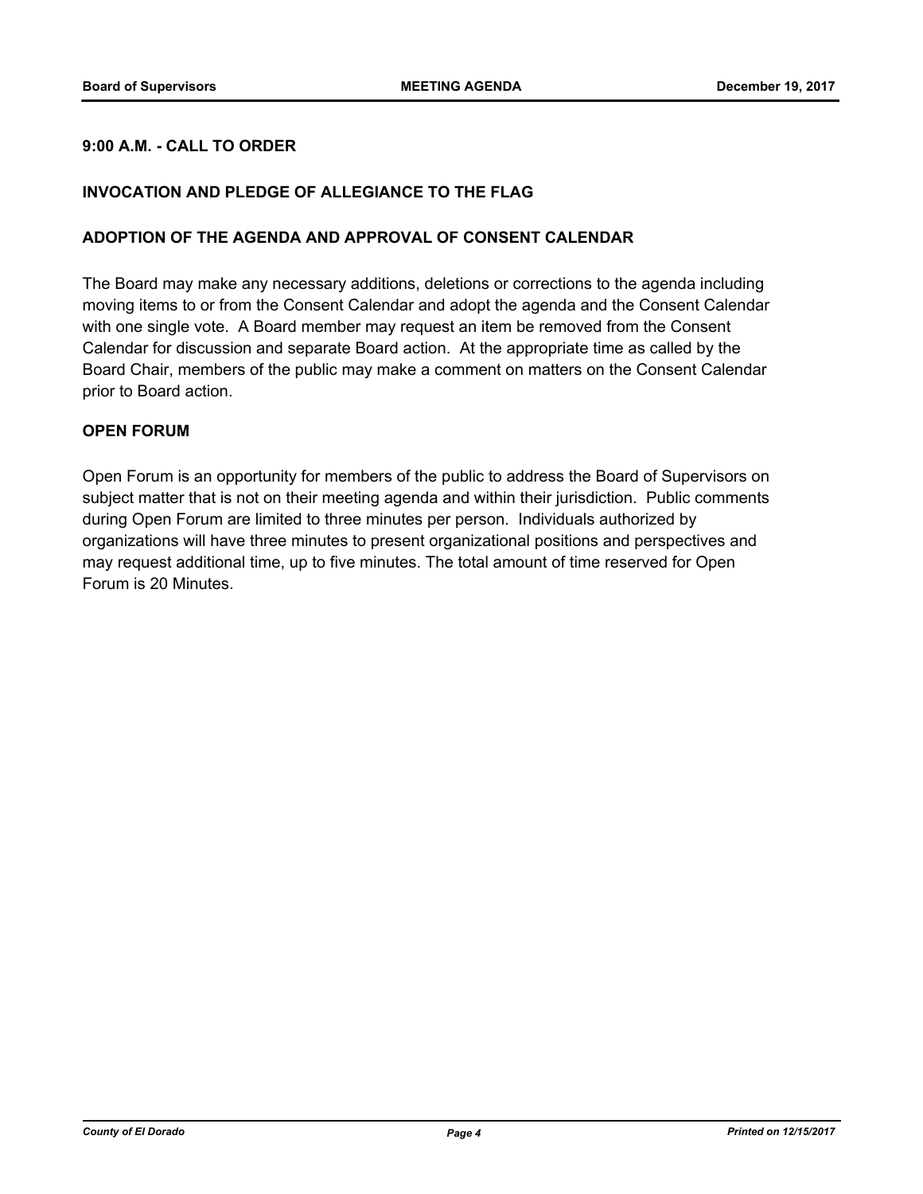**9:00 A.M. - CALL TO ORDER**

**INVOCATION AND PLEDGE OF ALLEGIANCE TO THE FLAG**

**ADOPTION OF THE AGENDA AND APPROVAL OF CONSENT CALENDAR**

The Board may make any necessary additions, deletions or corrections to the agenda including moving items to or from the Consent Calendar and adopt the agenda and the Consent Calendar with one single vote. A Board member may request an item be removed from the Consent Calendar for discussion and separate Board action. At the appropriate time as called by the Board Chair, members of the public may make a comment on matters on the Consent Calendar prior to Board action.

**OPEN FORUM**

Open Forum is an opportunity for members of the public to address the Board of Supervisors on subject matter that is not on their meeting agenda and within their jurisdiction. Public comments during Open Forum are limited to three minutes per person. Individuals authorized by organizations will have three minutes to present organizational positions and perspectives and may request additional time, up to five minutes. The total amount of time reserved for Open Forum is 20 Minutes.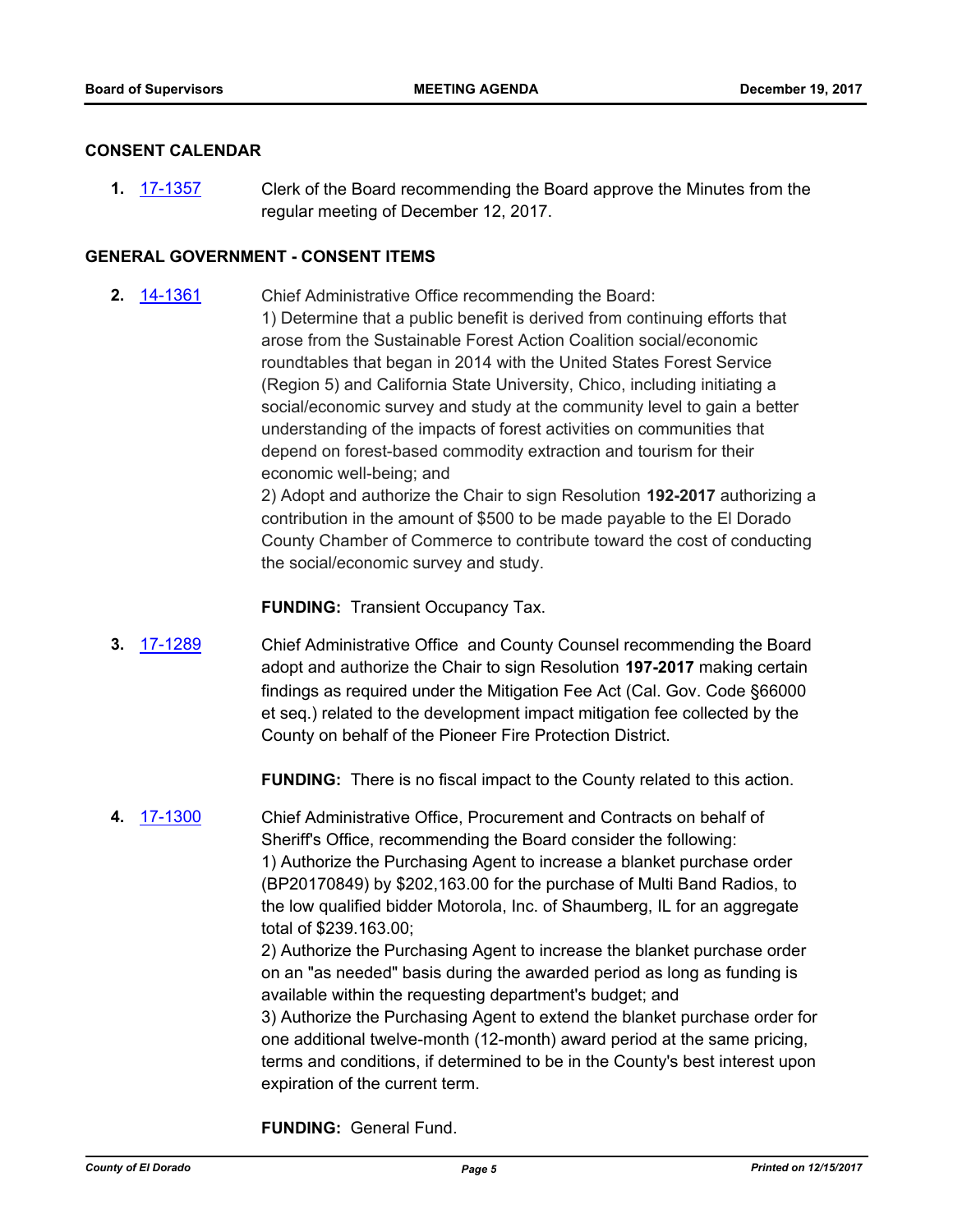## CONSENT CALENDAR

**1.** 17-1357 Clerk of the Board recommending the Board approve the Minutes from the regular meeting of December 12, 2017.

## GENERAL GOVERNMENT - CONSENT ITEMS

**2.** 14-1361 Chief Administrative Office recommending the Board:

1) Determine that a public benefit is derived from continuing efforts that arose from the Sustainable Forest Action Coalition social/economic roundtables that began in 2014 with the United States Forest Service (Region 5) and California State University, Chico, including initiating a social/economic survey and study at the community level to gain a better understanding of the impacts of forest activities on communities that depend on forest-based commodity extraction and tourism for their economic well-being; and

2) Adopt and authorize the Chair to sign Resolution **192-2017** authorizing a contribution in the amount of $500 to be made payable to the El Dorado County Chamber of Commerce to contribute toward the cost of conducting the social/economic survey and study.

**FUNDING:** Transient Occupancy Tax.

**3.** 17-1289 Chief Administrative Office and County Counsel recommending the Board adopt and authorize the Chair to sign Resolution **197-2017** making certain findings as required under the Mitigation Fee Act (Cal. Gov. Code §66000 et seq.) related to the development impact mitigation fee collected by the County on behalf of the Pioneer Fire Protection District.

**FUNDING:** There is no fiscal impact to the County related to this action.

**4.** 17-1300 Chief Administrative Office, Procurement and Contracts on behalf of Sheriff's Office, recommending the Board consider the following:

1) Authorize the Purchasing Agent to increase a blanket purchase order (BP20170849) by $202,163.00 for the purchase of Multi Band Radios, to the low qualified bidder Motorola, Inc. of Shaumberg, IL for an aggregate total of $239.163.00;

2) Authorize the Purchasing Agent to increase the blanket purchase order on an "as needed" basis during the awarded period as long as funding is available within the requesting department's budget; and

3) Authorize the Purchasing Agent to extend the blanket purchase order for one additional twelve-month (12-month) award period at the same pricing, terms and conditions, if determined to be in the County's best interest upon expiration of the current term.

**FUNDING:** General Fund.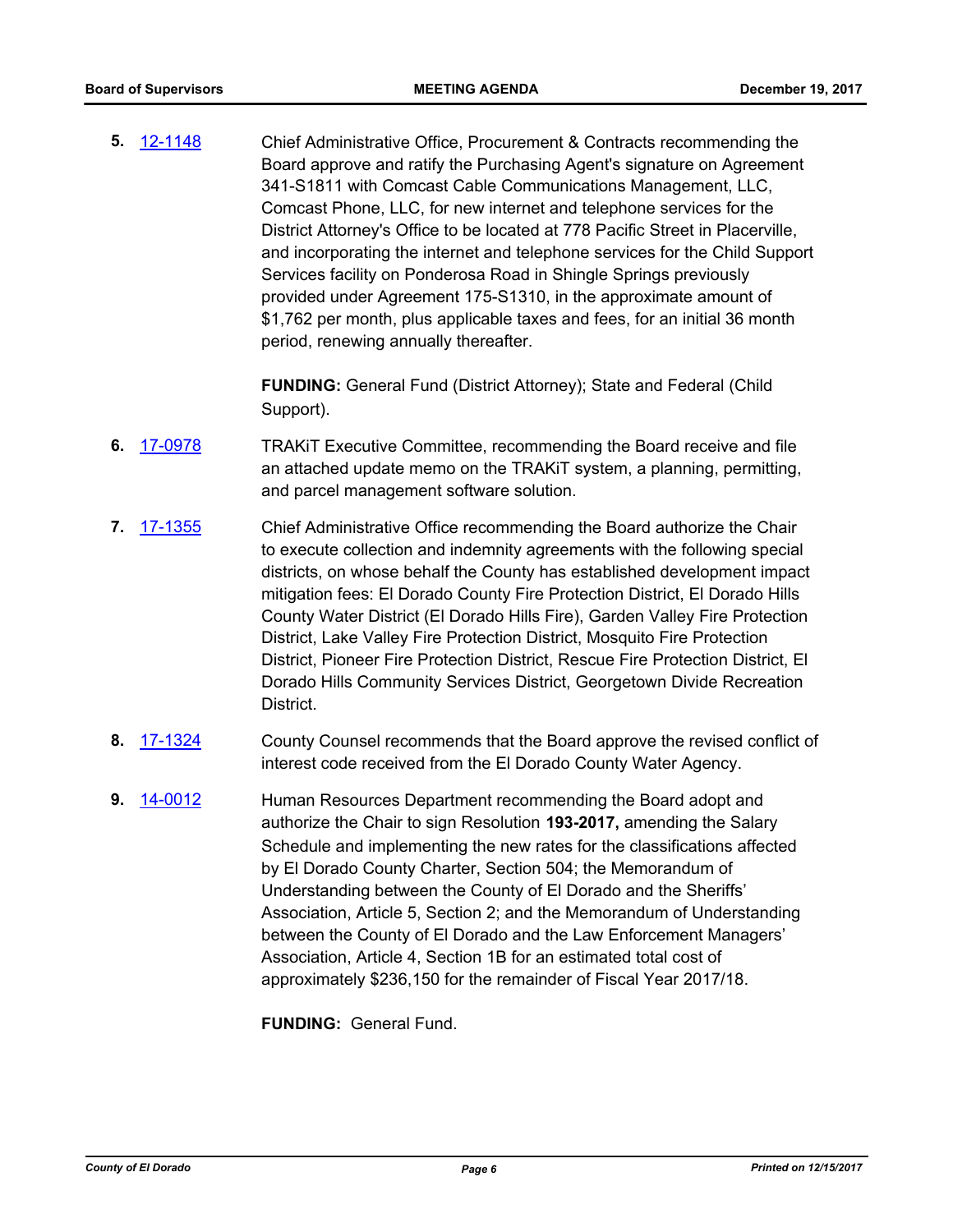**5.** 12-1148 Chief Administrative Office, Procurement & Contracts recommending the Board approve and ratify the Purchasing Agent's signature on Agreement 341-S1811 with Comcast Cable Communications Management, LLC, Comcast Phone, LLC, for new internet and telephone services for the District Attorney's Office to be located at 778 Pacific Street in Placerville, and incorporating the internet and telephone services for the Child Support Services facility on Ponderosa Road in Shingle Springs previously provided under Agreement 175-S1310, in the approximate amount of $1,762 per month, plus applicable taxes and fees, for an initial 36 month period, renewing annually thereafter.

**FUNDING:** General Fund (District Attorney); State and Federal (Child Support).

**6.** 17-0978 TRAKiT Executive Committee, recommending the Board receive and file an attached update memo on the TRAKiT system, a planning, permitting, and parcel management software solution.

**7.** 17-1355 Chief Administrative Office recommending the Board authorize the Chair to execute collection and indemnity agreements with the following special districts, on whose behalf the County has established development impact mitigation fees: El Dorado County Fire Protection District, El Dorado Hills County Water District (El Dorado Hills Fire), Garden Valley Fire Protection District, Lake Valley Fire Protection District, Mosquito Fire Protection District, Pioneer Fire Protection District, Rescue Fire Protection District, El Dorado Hills Community Services District, Georgetown Divide Recreation District.

**8.** 17-1324 County Counsel recommends that the Board approve the revised conflict of interest code received from the El Dorado County Water Agency.

**9.** 14-0012 Human Resources Department recommending the Board adopt and authorize the Chair to sign Resolution **193-2017,** amending the Salary Schedule and implementing the new rates for the classifications affected by El Dorado County Charter, Section 504; the Memorandum of Understanding between the County of El Dorado and the Sheriffs' Association, Article 5, Section 2; and the Memorandum of Understanding between the County of El Dorado and the Law Enforcement Managers' Association, Article 4, Section 1B for an estimated total cost of approximately $236,150 for the remainder of Fiscal Year 2017/18.

**FUNDING:** General Fund.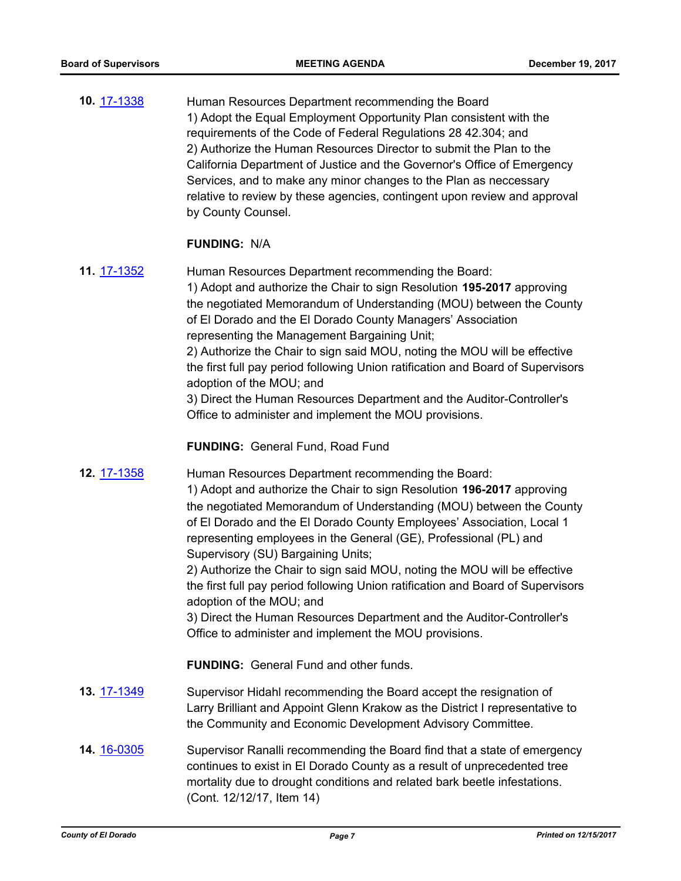**10.** 17-1338

Human Resources Department recommending the Board
1) Adopt the Equal Employment Opportunity Plan consistent with the requirements of the Code of Federal Regulations 28 42.304; and
2) Authorize the Human Resources Director to submit the Plan to the California Department of Justice and the Governor's Office of Emergency Services, and to make any minor changes to the Plan as neccessary relative to review by these agencies, contingent upon review and approval by County Counsel.

**FUNDING:** N/A

**11.** 17-1352

Human Resources Department recommending the Board:
1) Adopt and authorize the Chair to sign Resolution **195-2017** approving the negotiated Memorandum of Understanding (MOU) between the County of El Dorado and the El Dorado County Managers' Association representing the Management Bargaining Unit;
2) Authorize the Chair to sign said MOU, noting the MOU will be effective the first full pay period following Union ratification and Board of Supervisors adoption of the MOU; and
3) Direct the Human Resources Department and the Auditor-Controller's Office to administer and implement the MOU provisions.

**FUNDING:** General Fund, Road Fund

**12.** 17-1358

Human Resources Department recommending the Board:
1) Adopt and authorize the Chair to sign Resolution **196-2017** approving the negotiated Memorandum of Understanding (MOU) between the County of El Dorado and the El Dorado County Employees' Association, Local 1 representing employees in the General (GE), Professional (PL) and Supervisory (SU) Bargaining Units;
2) Authorize the Chair to sign said MOU, noting the MOU will be effective the first full pay period following Union ratification and Board of Supervisors adoption of the MOU; and
3) Direct the Human Resources Department and the Auditor-Controller's Office to administer and implement the MOU provisions.

**FUNDING:** General Fund and other funds.

**13.** 17-1349

Supervisor Hidahl recommending the Board accept the resignation of Larry Brilliant and Appoint Glenn Krakow as the District I representative to the Community and Economic Development Advisory Committee.

**14.** 16-0305

Supervisor Ranalli recommending the Board find that a state of emergency continues to exist in El Dorado County as a result of unprecedented tree mortality due to drought conditions and related bark beetle infestations. (Cont. 12/12/17, Item 14)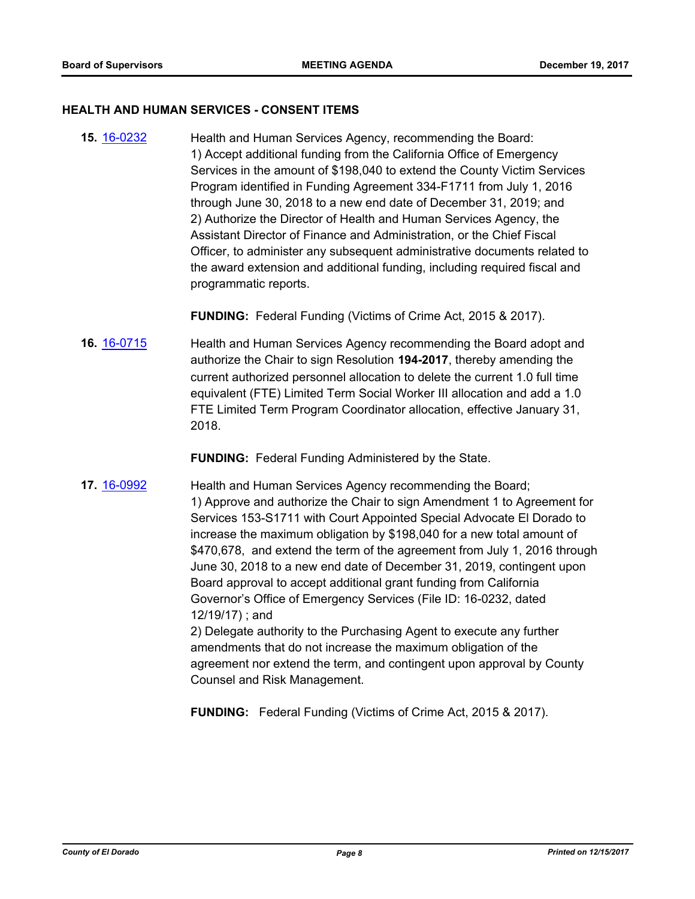## HEALTH AND HUMAN SERVICES - CONSENT ITEMS

**15.** [16-0232](16-0232) Health and Human Services Agency, recommending the Board:
1) Accept additional funding from the California Office of Emergency Services in the amount of $198,040 to extend the County Victim Services Program identified in Funding Agreement 334-F1711 from July 1, 2016 through June 30, 2018 to a new end date of December 31, 2019; and
2) Authorize the Director of Health and Human Services Agency, the Assistant Director of Finance and Administration, or the Chief Fiscal Officer, to administer any subsequent administrative documents related to the award extension and additional funding, including required fiscal and programmatic reports.

**FUNDING:** Federal Funding (Victims of Crime Act, 2015 & 2017).

**16.** [16-0715](16-0715) Health and Human Services Agency recommending the Board adopt and authorize the Chair to sign Resolution **194-2017**, thereby amending the current authorized personnel allocation to delete the current 1.0 full time equivalent (FTE) Limited Term Social Worker III allocation and add a 1.0 FTE Limited Term Program Coordinator allocation, effective January 31, 2018.

**FUNDING:** Federal Funding Administered by the State.

**17.** [16-0992](16-0992) Health and Human Services Agency recommending the Board;
1) Approve and authorize the Chair to sign Amendment 1 to Agreement for Services 153-S1711 with Court Appointed Special Advocate El Dorado to increase the maximum obligation by $198,040 for a new total amount of $470,678, and extend the term of the agreement from July 1, 2016 through June 30, 2018 to a new end date of December 31, 2019, contingent upon Board approval to accept additional grant funding from California Governor's Office of Emergency Services (File ID: 16-0232, dated 12/19/17) ; and
2) Delegate authority to the Purchasing Agent to execute any further amendments that do not increase the maximum obligation of the agreement nor extend the term, and contingent upon approval by County Counsel and Risk Management.

**FUNDING:** Federal Funding (Victims of Crime Act, 2015 & 2017).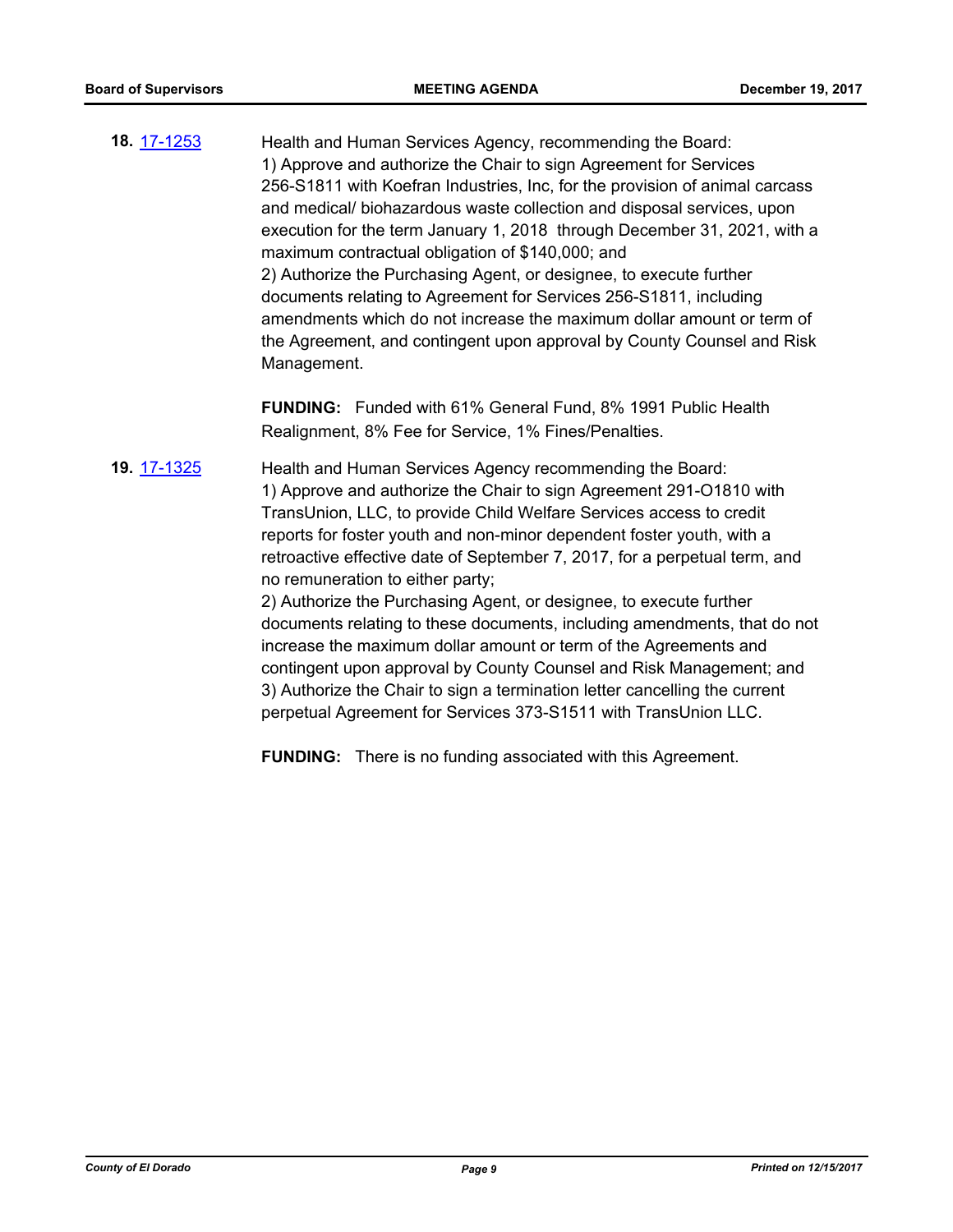**18.** 17-1253

Health and Human Services Agency, recommending the Board:
1) Approve and authorize the Chair to sign Agreement for Services 256-S1811 with Koefran Industries, Inc, for the provision of animal carcass and medical/ biohazardous waste collection and disposal services, upon execution for the term January 1, 2018 through December 31, 2021, with a maximum contractual obligation of $140,000; and
2) Authorize the Purchasing Agent, or designee, to execute further documents relating to Agreement for Services 256-S1811, including amendments which do not increase the maximum dollar amount or term of the Agreement, and contingent upon approval by County Counsel and Risk Management.

**FUNDING:** Funded with 61% General Fund, 8% 1991 Public Health Realignment, 8% Fee for Service, 1% Fines/Penalties.

**19.** 17-1325

Health and Human Services Agency recommending the Board:
1) Approve and authorize the Chair to sign Agreement 291-O1810 with TransUnion, LLC, to provide Child Welfare Services access to credit reports for foster youth and non-minor dependent foster youth, with a retroactive effective date of September 7, 2017, for a perpetual term, and no remuneration to either party;
2) Authorize the Purchasing Agent, or designee, to execute further documents relating to these documents, including amendments, that do not increase the maximum dollar amount or term of the Agreements and contingent upon approval by County Counsel and Risk Management; and
3) Authorize the Chair to sign a termination letter cancelling the current perpetual Agreement for Services 373-S1511 with TransUnion LLC.

**FUNDING:** There is no funding associated with this Agreement.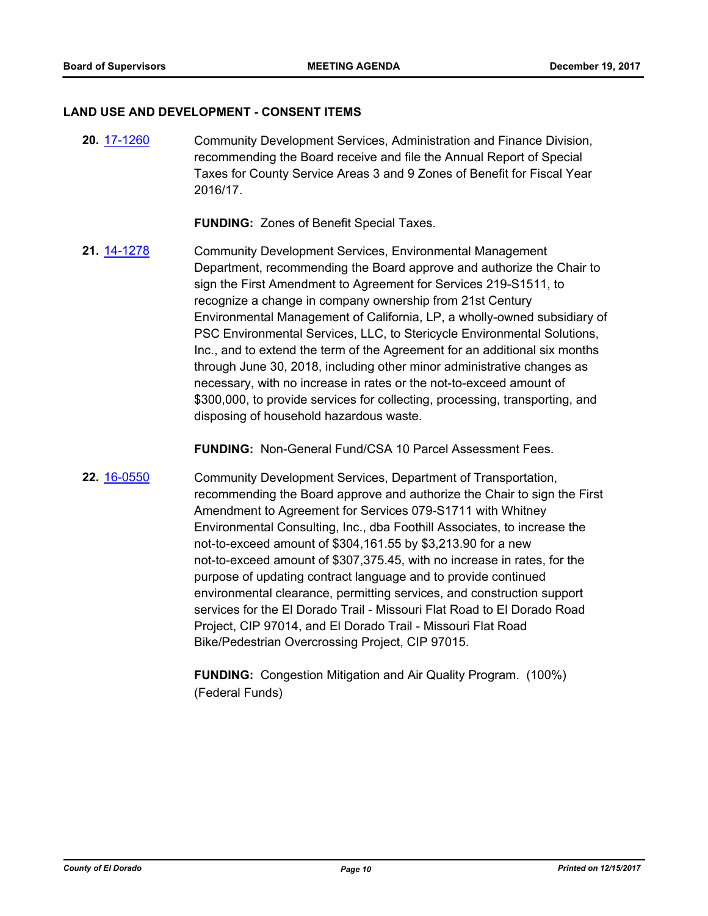## LAND USE AND DEVELOPMENT - CONSENT ITEMS

**20.** 17-1260 Community Development Services, Administration and Finance Division, recommending the Board receive and file the Annual Report of Special Taxes for County Service Areas 3 and 9 Zones of Benefit for Fiscal Year 2016/17.

**FUNDING:** Zones of Benefit Special Taxes.

**21.** 14-1278 Community Development Services, Environmental Management Department, recommending the Board approve and authorize the Chair to sign the First Amendment to Agreement for Services 219-S1511, to recognize a change in company ownership from 21st Century Environmental Management of California, LP, a wholly-owned subsidiary of PSC Environmental Services, LLC, to Stericycle Environmental Solutions, Inc., and to extend the term of the Agreement for an additional six months through June 30, 2018, including other minor administrative changes as necessary, with no increase in rates or the not-to-exceed amount of $300,000, to provide services for collecting, processing, transporting, and disposing of household hazardous waste.

**FUNDING:** Non-General Fund/CSA 10 Parcel Assessment Fees.

**22.** 16-0550 Community Development Services, Department of Transportation, recommending the Board approve and authorize the Chair to sign the First Amendment to Agreement for Services 079-S1711 with Whitney Environmental Consulting, Inc., dba Foothill Associates, to increase the not-to-exceed amount of $304,161.55 by $3,213.90 for a new not-to-exceed amount of $307,375.45, with no increase in rates, for the purpose of updating contract language and to provide continued environmental clearance, permitting services, and construction support services for the El Dorado Trail - Missouri Flat Road to El Dorado Road Project, CIP 97014, and El Dorado Trail - Missouri Flat Road Bike/Pedestrian Overcrossing Project, CIP 97015.

**FUNDING:** Congestion Mitigation and Air Quality Program. (100%) (Federal Funds)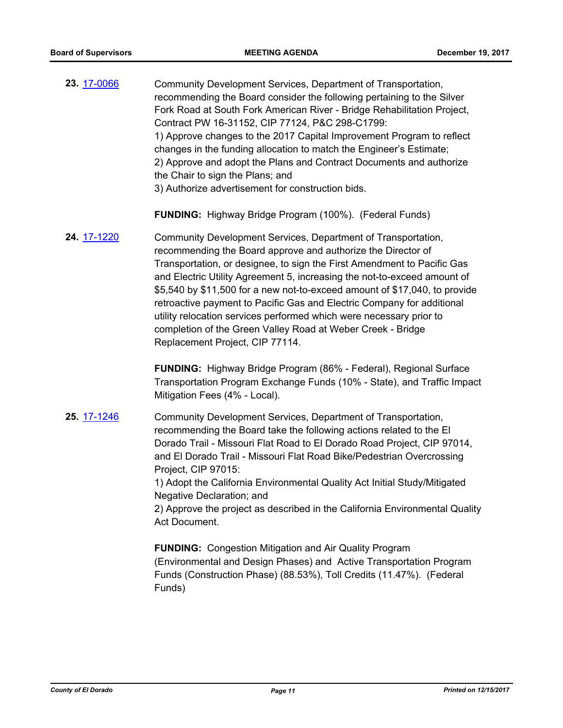**23.** 17-0066

Community Development Services, Department of Transportation, recommending the Board consider the following pertaining to the Silver Fork Road at South Fork American River - Bridge Rehabilitation Project, Contract PW 16-31152, CIP 77124, P&C 298-C1799:
1) Approve changes to the 2017 Capital Improvement Program to reflect changes in the funding allocation to match the Engineer's Estimate;
2) Approve and adopt the Plans and Contract Documents and authorize the Chair to sign the Plans; and
3) Authorize advertisement for construction bids.

**FUNDING:** Highway Bridge Program (100%). (Federal Funds)

**24.** 17-1220

Community Development Services, Department of Transportation, recommending the Board approve and authorize the Director of Transportation, or designee, to sign the First Amendment to Pacific Gas and Electric Utility Agreement 5, increasing the not-to-exceed amount of $5,540 by $11,500 for a new not-to-exceed amount of $17,040, to provide retroactive payment to Pacific Gas and Electric Company for additional utility relocation services performed which were necessary prior to completion of the Green Valley Road at Weber Creek - Bridge Replacement Project, CIP 77114.

**FUNDING:** Highway Bridge Program (86% - Federal), Regional Surface Transportation Program Exchange Funds (10% - State), and Traffic Impact Mitigation Fees (4% - Local).

**25.** 17-1246

Community Development Services, Department of Transportation, recommending the Board take the following actions related to the El Dorado Trail - Missouri Flat Road to El Dorado Road Project, CIP 97014, and El Dorado Trail - Missouri Flat Road Bike/Pedestrian Overcrossing Project, CIP 97015:
1) Adopt the California Environmental Quality Act Initial Study/Mitigated Negative Declaration; and
2) Approve the project as described in the California Environmental Quality Act Document.

**FUNDING:** Congestion Mitigation and Air Quality Program (Environmental and Design Phases) and Active Transportation Program Funds (Construction Phase) (88.53%), Toll Credits (11.47%). (Federal Funds)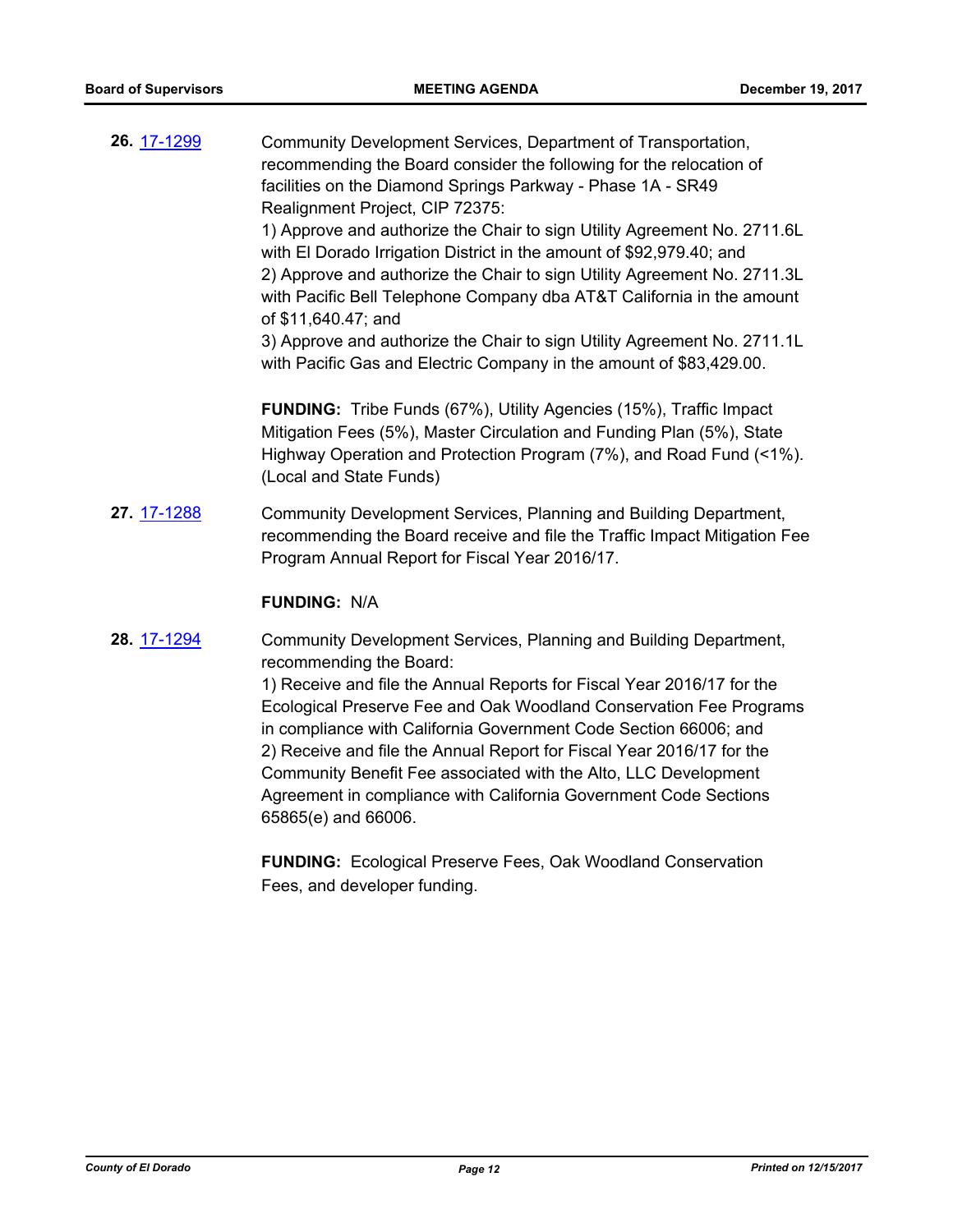**26.** [17-1299](17-1299)

Community Development Services, Department of Transportation, recommending the Board consider the following for the relocation of facilities on the Diamond Springs Parkway - Phase 1A - SR49 Realignment Project, CIP 72375:

1) Approve and authorize the Chair to sign Utility Agreement No. 2711.6L with El Dorado Irrigation District in the amount of $92,979.40; and

2) Approve and authorize the Chair to sign Utility Agreement No. 2711.3L with Pacific Bell Telephone Company dba AT&T California in the amount of $11,640.47; and

3) Approve and authorize the Chair to sign Utility Agreement No. 2711.1L with Pacific Gas and Electric Company in the amount of $83,429.00.

**FUNDING:** Tribe Funds (67%), Utility Agencies (15%), Traffic Impact Mitigation Fees (5%), Master Circulation and Funding Plan (5%), State Highway Operation and Protection Program (7%), and Road Fund (<1%). (Local and State Funds)

**27.** [17-1288](17-1288)

Community Development Services, Planning and Building Department, recommending the Board receive and file the Traffic Impact Mitigation Fee Program Annual Report for Fiscal Year 2016/17.

**FUNDING:** N/A

**28.** [17-1294](17-1294)

Community Development Services, Planning and Building Department, recommending the Board:

1) Receive and file the Annual Reports for Fiscal Year 2016/17 for the Ecological Preserve Fee and Oak Woodland Conservation Fee Programs in compliance with California Government Code Section 66006; and

2) Receive and file the Annual Report for Fiscal Year 2016/17 for the Community Benefit Fee associated with the Alto, LLC Development Agreement in compliance with California Government Code Sections 65865(e) and 66006.

**FUNDING:** Ecological Preserve Fees, Oak Woodland Conservation Fees, and developer funding.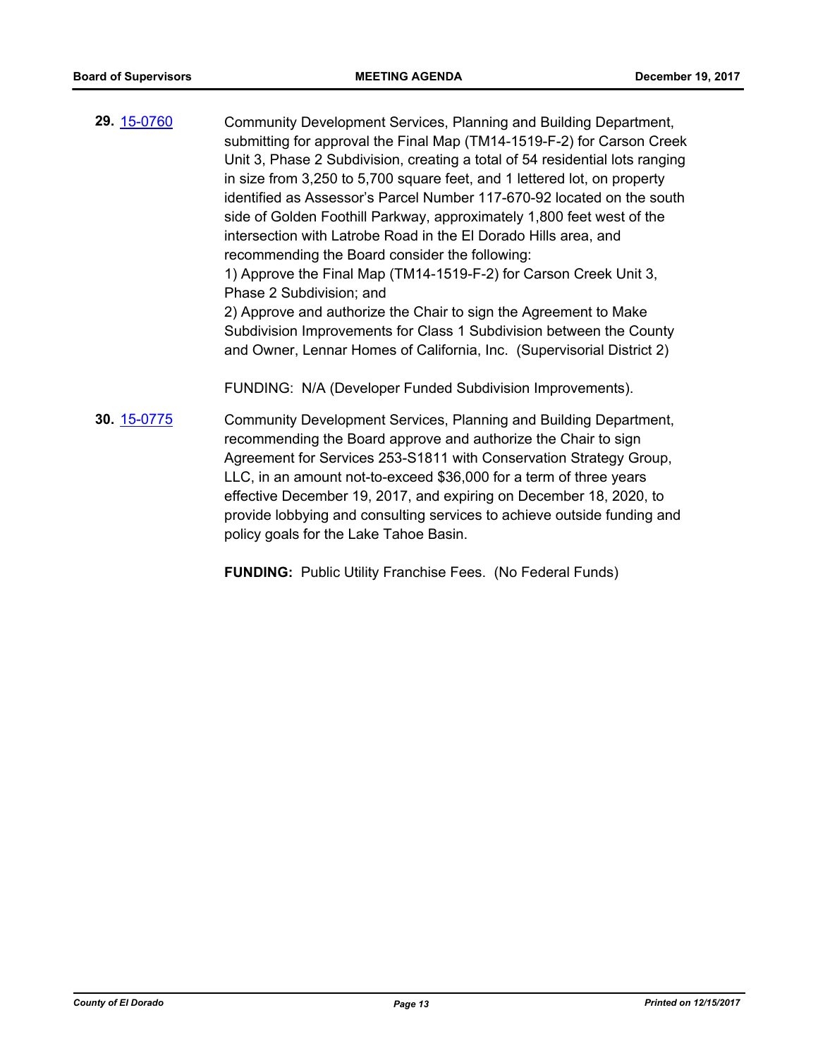**29.** 15-0760

Community Development Services, Planning and Building Department, submitting for approval the Final Map (TM14-1519-F-2) for Carson Creek Unit 3, Phase 2 Subdivision, creating a total of 54 residential lots ranging in size from 3,250 to 5,700 square feet, and 1 lettered lot, on property identified as Assessor's Parcel Number 117-670-92 located on the south side of Golden Foothill Parkway, approximately 1,800 feet west of the intersection with Latrobe Road in the El Dorado Hills area, and recommending the Board consider the following:

1) Approve the Final Map (TM14-1519-F-2) for Carson Creek Unit 3, Phase 2 Subdivision; and

2) Approve and authorize the Chair to sign the Agreement to Make Subdivision Improvements for Class 1 Subdivision between the County and Owner, Lennar Homes of California, Inc. (Supervisorial District 2)

FUNDING: N/A (Developer Funded Subdivision Improvements).

**30.** 15-0775

Community Development Services, Planning and Building Department, recommending the Board approve and authorize the Chair to sign Agreement for Services 253-S1811 with Conservation Strategy Group, LLC, in an amount not-to-exceed $36,000 for a term of three years effective December 19, 2017, and expiring on December 18, 2020, to provide lobbying and consulting services to achieve outside funding and policy goals for the Lake Tahoe Basin.

**FUNDING:** Public Utility Franchise Fees. (No Federal Funds)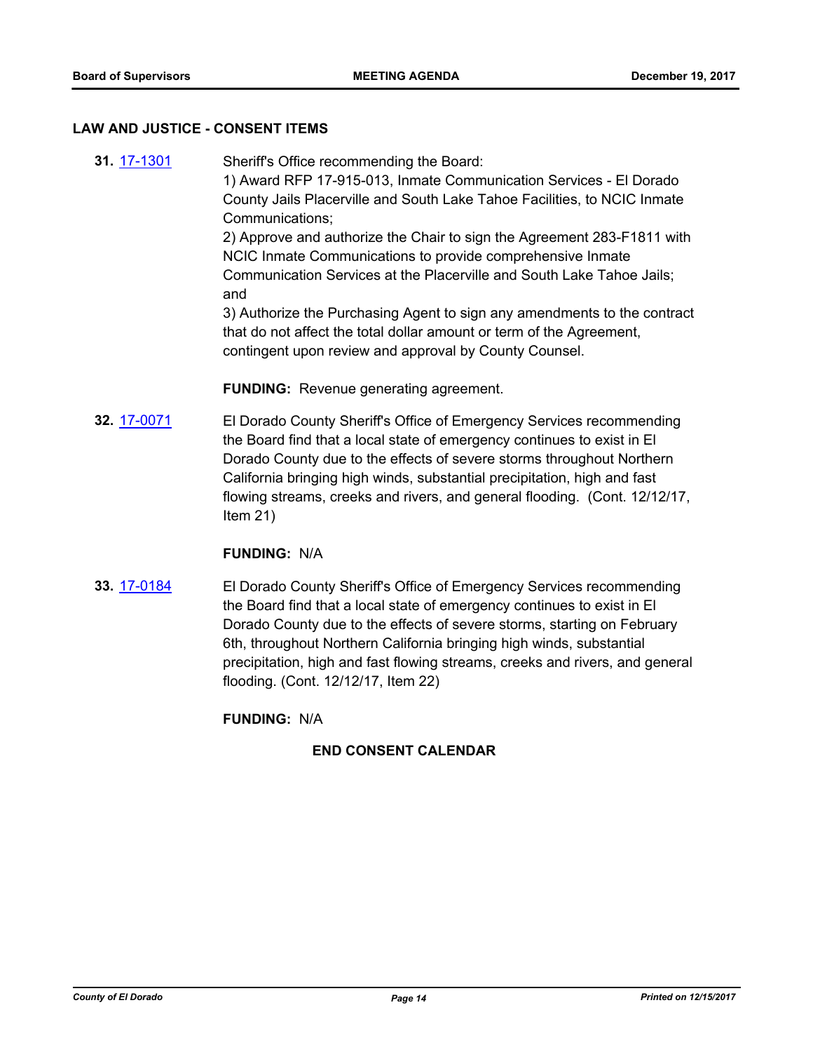## LAW AND JUSTICE - CONSENT ITEMS

**31.** 17-1301 Sheriff's Office recommending the Board:

1) Award RFP 17-915-013, Inmate Communication Services - El Dorado County Jails Placerville and South Lake Tahoe Facilities, to NCIC Inmate Communications;

2) Approve and authorize the Chair to sign the Agreement 283-F1811 with NCIC Inmate Communications to provide comprehensive Inmate Communication Services at the Placerville and South Lake Tahoe Jails; and

3) Authorize the Purchasing Agent to sign any amendments to the contract that do not affect the total dollar amount or term of the Agreement, contingent upon review and approval by County Counsel.

**FUNDING:** Revenue generating agreement.

**32.** 17-0071 El Dorado County Sheriff's Office of Emergency Services recommending the Board find that a local state of emergency continues to exist in El Dorado County due to the effects of severe storms throughout Northern California bringing high winds, substantial precipitation, high and fast flowing streams, creeks and rivers, and general flooding. (Cont. 12/12/17, Item 21)

**FUNDING:** N/A

**33.** 17-0184 El Dorado County Sheriff's Office of Emergency Services recommending the Board find that a local state of emergency continues to exist in El Dorado County due to the effects of severe storms, starting on February 6th, throughout Northern California bringing high winds, substantial precipitation, high and fast flowing streams, creeks and rivers, and general flooding. (Cont. 12/12/17, Item 22)

**FUNDING:** N/A

**END CONSENT CALENDAR**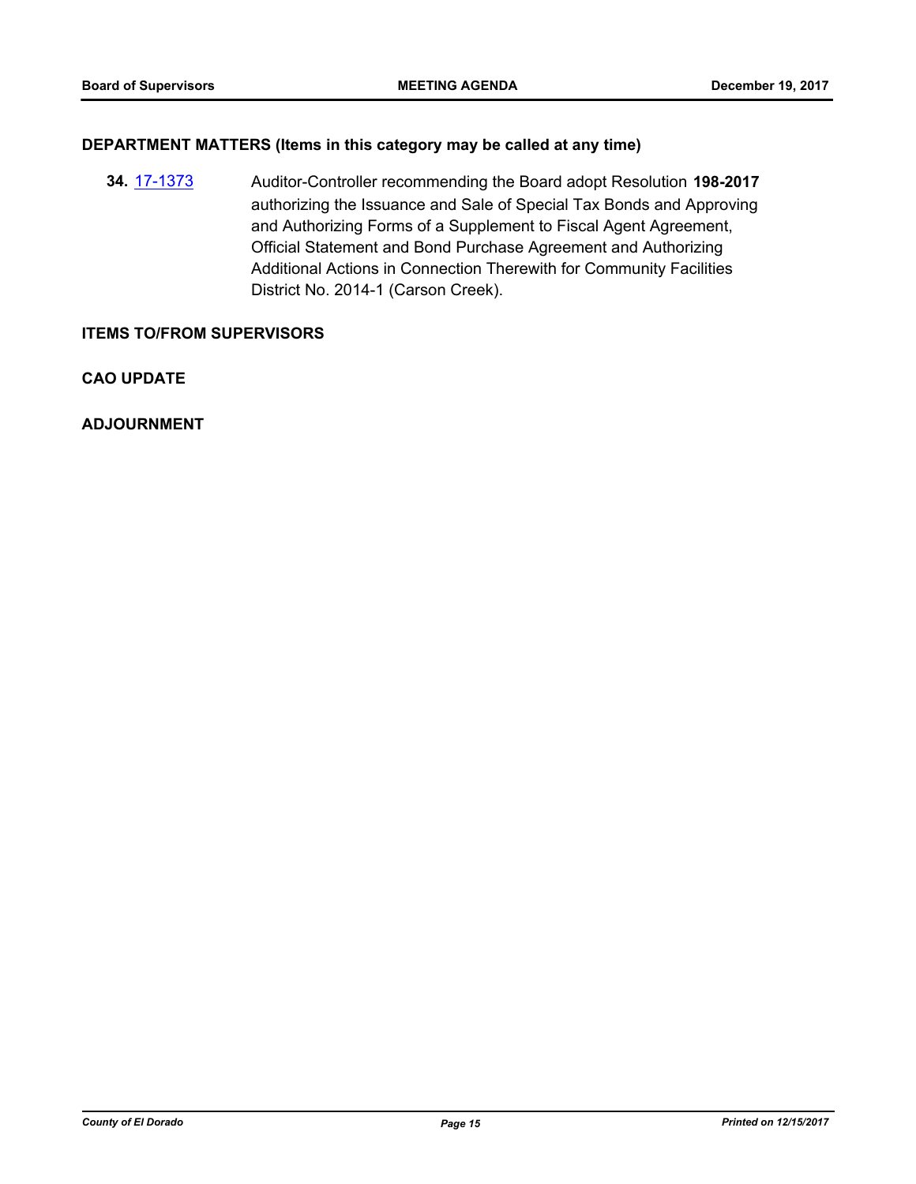## DEPARTMENT MATTERS (Items in this category may be called at any time)

**34.** [17-1373] Auditor-Controller recommending the Board adopt Resolution **198-2017** authorizing the Issuance and Sale of Special Tax Bonds and Approving and Authorizing Forms of a Supplement to Fiscal Agent Agreement, Official Statement and Bond Purchase Agreement and Authorizing Additional Actions in Connection Therewith for Community Facilities District No. 2014-1 (Carson Creek).

## ITEMS TO/FROM SUPERVISORS

## CAO UPDATE

## ADJOURNMENT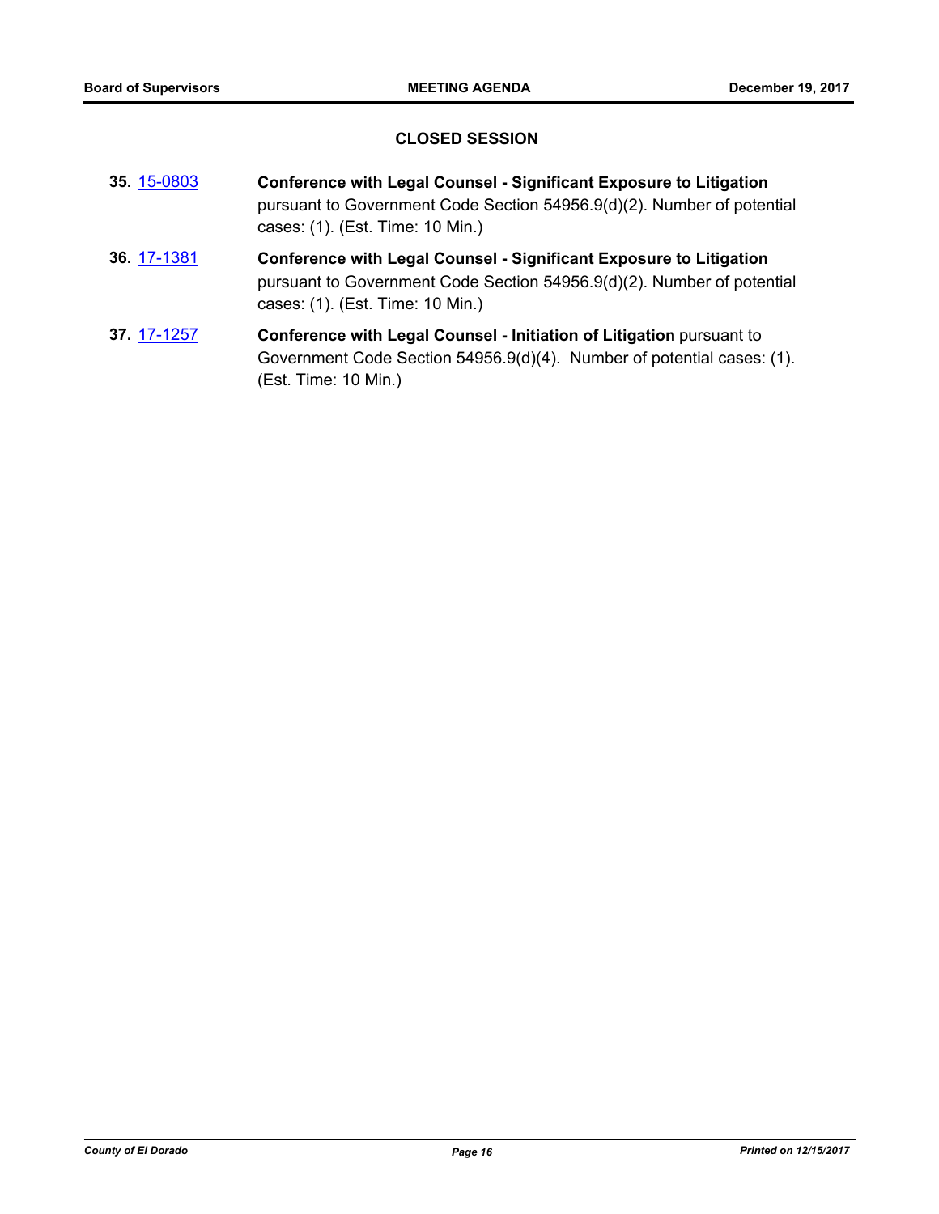## CLOSED SESSION

**35.** 15-0803 **Conference with Legal Counsel - Significant Exposure to Litigation** pursuant to Government Code Section 54956.9(d)(2). Number of potential cases: (1). (Est. Time: 10 Min.)

**36.** 17-1381 **Conference with Legal Counsel - Significant Exposure to Litigation** pursuant to Government Code Section 54956.9(d)(2). Number of potential cases: (1). (Est. Time: 10 Min.)

**37.** 17-1257 **Conference with Legal Counsel - Initiation of Litigation** pursuant to Government Code Section 54956.9(d)(4). Number of potential cases: (1). (Est. Time: 10 Min.)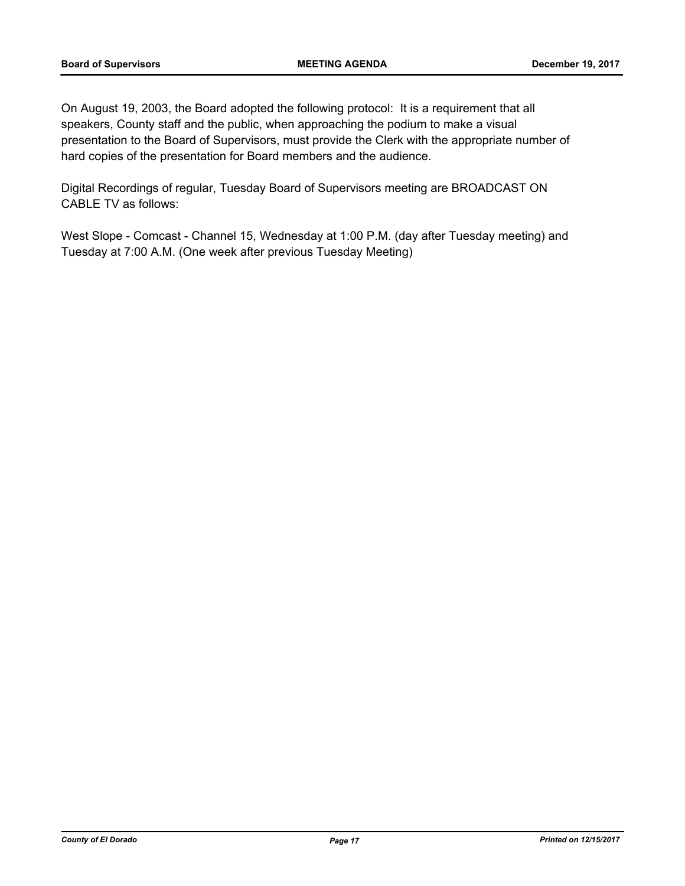On August 19, 2003, the Board adopted the following protocol: It is a requirement that all speakers, County staff and the public, when approaching the podium to make a visual presentation to the Board of Supervisors, must provide the Clerk with the appropriate number of hard copies of the presentation for Board members and the audience.

Digital Recordings of regular, Tuesday Board of Supervisors meeting are BROADCAST ON CABLE TV as follows:

West Slope - Comcast - Channel 15, Wednesday at 1:00 P.M. (day after Tuesday meeting) and Tuesday at 7:00 A.M. (One week after previous Tuesday Meeting)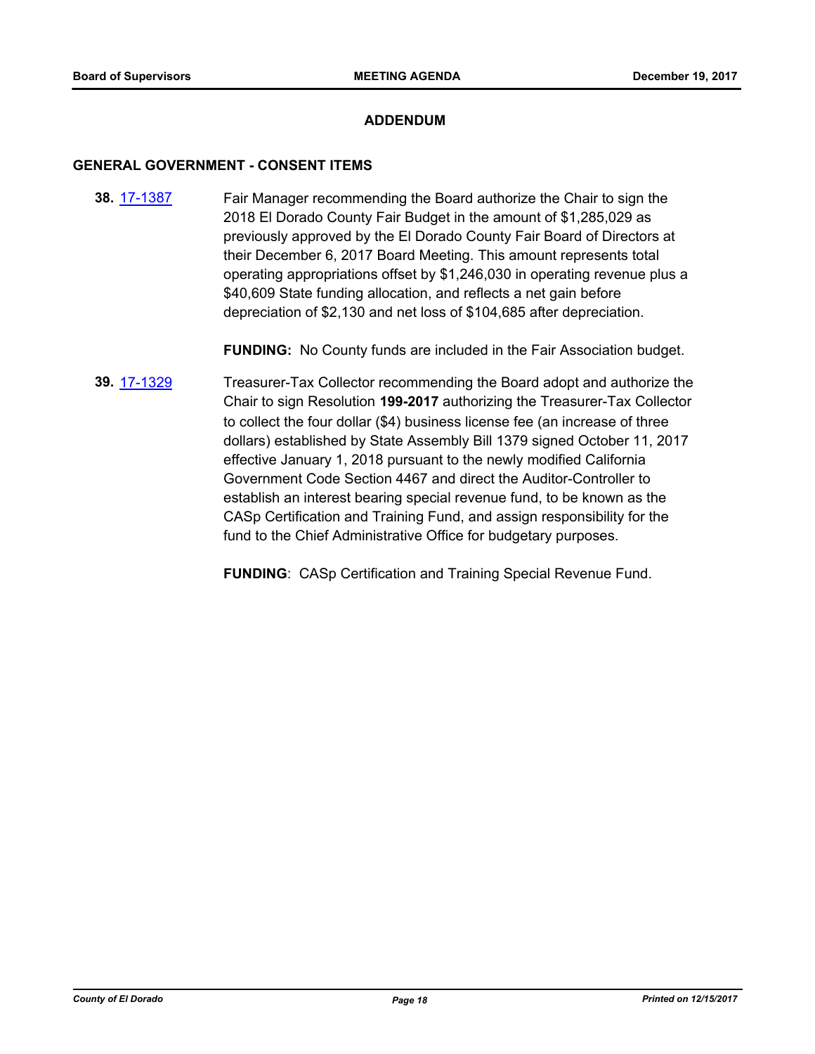## ADDENDUM

### GENERAL GOVERNMENT - CONSENT ITEMS

**38.** 17-1387 Fair Manager recommending the Board authorize the Chair to sign the 2018 El Dorado County Fair Budget in the amount of $1,285,029 as previously approved by the El Dorado County Fair Board of Directors at their December 6, 2017 Board Meeting. This amount represents total operating appropriations offset by $1,246,030 in operating revenue plus a $40,609 State funding allocation, and reflects a net gain before depreciation of $2,130 and net loss of $104,685 after depreciation.

**FUNDING:** No County funds are included in the Fair Association budget.

**39.** 17-1329 Treasurer-Tax Collector recommending the Board adopt and authorize the Chair to sign Resolution **199-2017** authorizing the Treasurer-Tax Collector to collect the four dollar ($4) business license fee (an increase of three dollars) established by State Assembly Bill 1379 signed October 11, 2017 effective January 1, 2018 pursuant to the newly modified California Government Code Section 4467 and direct the Auditor-Controller to establish an interest bearing special revenue fund, to be known as the CASp Certification and Training Fund, and assign responsibility for the fund to the Chief Administrative Office for budgetary purposes.

**FUNDING**: CASp Certification and Training Special Revenue Fund.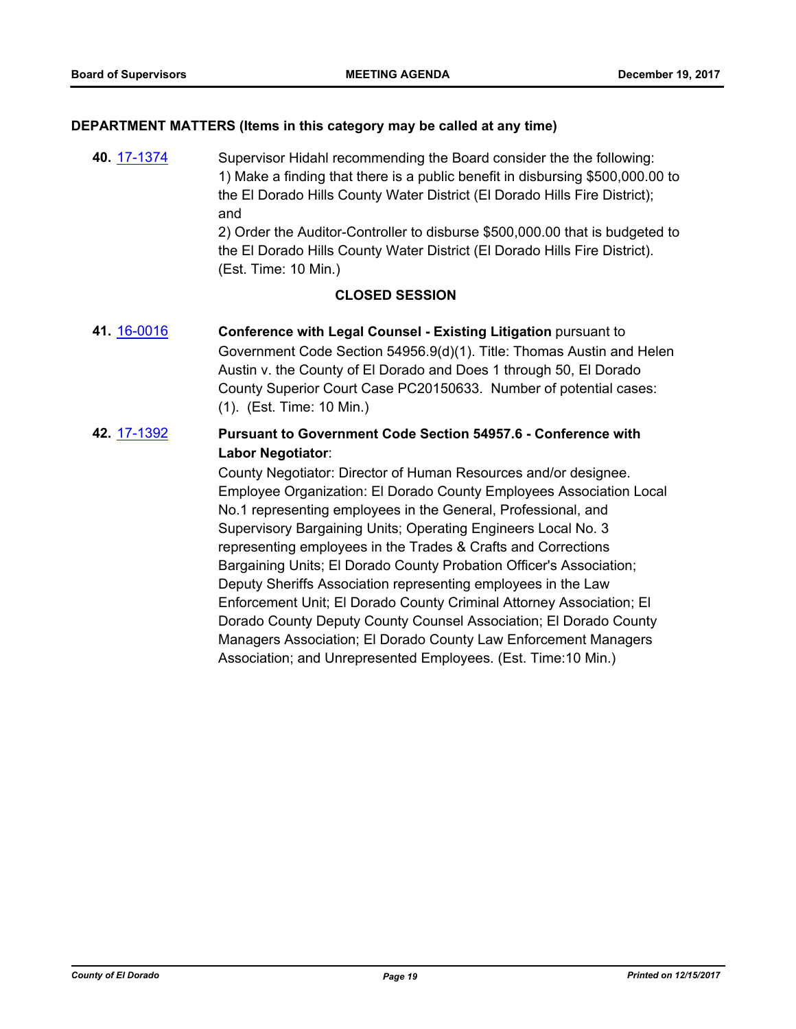## DEPARTMENT MATTERS (Items in this category may be called at any time)

**40.** [17-1374](17-1374) Supervisor Hidahl recommending the Board consider the the following:
1) Make a finding that there is a public benefit in disbursing $500,000.00 to the El Dorado Hills County Water District (El Dorado Hills Fire District); and
2) Order the Auditor-Controller to disburse $500,000.00 that is budgeted to the El Dorado Hills County Water District (El Dorado Hills Fire District). (Est. Time: 10 Min.)

### CLOSED SESSION

**41.** [16-0016](16-0016) **Conference with Legal Counsel - Existing Litigation** pursuant to Government Code Section 54956.9(d)(1). Title: Thomas Austin and Helen Austin v. the County of El Dorado and Does 1 through 50, El Dorado County Superior Court Case PC20150633. Number of potential cases: (1). (Est. Time: 10 Min.)

**42.** [17-1392](17-1392) **Pursuant to Government Code Section 54957.6 - Conference with Labor Negotiator**:
County Negotiator: Director of Human Resources and/or designee. Employee Organization: El Dorado County Employees Association Local No.1 representing employees in the General, Professional, and Supervisory Bargaining Units; Operating Engineers Local No. 3 representing employees in the Trades & Crafts and Corrections Bargaining Units; El Dorado County Probation Officer's Association; Deputy Sheriffs Association representing employees in the Law Enforcement Unit; El Dorado County Criminal Attorney Association; El Dorado County Deputy County Counsel Association; El Dorado County Managers Association; El Dorado County Law Enforcement Managers Association; and Unrepresented Employees. (Est. Time:10 Min.)